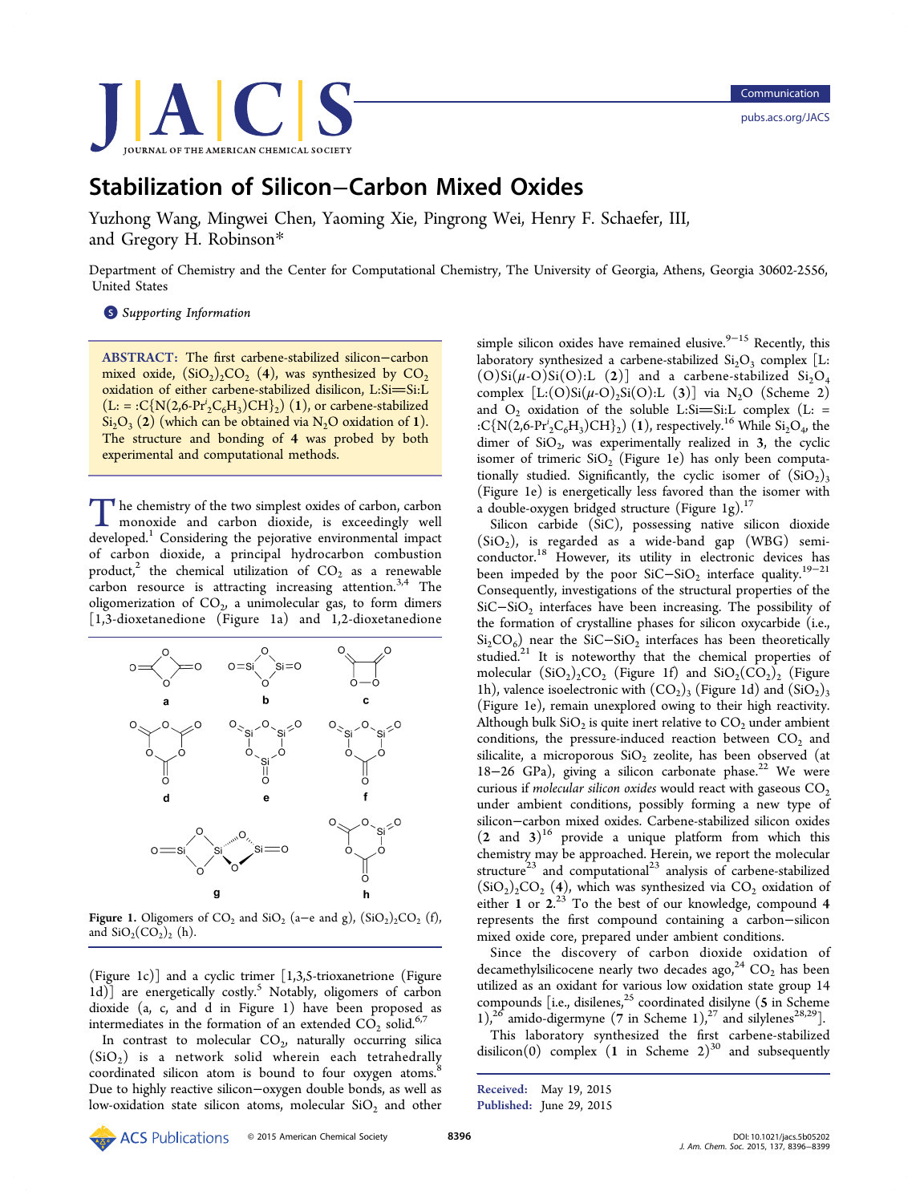# Stabilization of Silicon−Carbon Mixed Oxides

Yuzhong Wang, Mingwei Chen, Yaoming Xie, Pingrong Wei, Henry F. Schaefer, III, and Gregory H. Robinson*

Department of Chemistry and the Center for Computational Chemistry, The University of Georgia, Athens, Georgia 30602-2556, United States

Supporting Information

**ABSTRACT:** The first carbene-stabilized silicon−carbon mixed oxide, $(SiO_2)_2CO_2$ (**4**), was synthesized by $CO_2$ oxidation of either carbene-stabilized disilicon, L:Si═Si:L (L: = :C{N(2,6-$Pr^i_2C_6H_3$)CH}$_2$) (**1**), or carbene-stabilized $Si_2O_3$ (**2**) (which can be obtained via $N_2O$ oxidation of **1**). The structure and bonding of **4** was probed by both experimental and computational methods.

The chemistry of the two simplest oxides of carbon, carbon monoxide and carbon dioxide, is exceedingly well developed.[1] Considering the pejorative environmental impact of carbon dioxide, a principal hydrocarbon combustion product,[2] the chemical utilization of $CO_2$ as a renewable carbon resource is attracting increasing attention.[3,4] The oligomerization of $CO_2$, a unimolecular gas, to form dimers [1,3-dioxetanedione (Figure 1a) and 1,2-dioxetanedione (Figure 1c)] and a cyclic trimer [1,3,5-trioxanetrione (Figure 1d)] are energetically costly.[5] Notably, oligomers of carbon dioxide (a, c, and d in Figure 1) have been proposed as intermediates in the formation of an extended $CO_2$ solid.[6,7]

**Figure 1.** Oligomers of $CO_2$ and $SiO_2$ (a−e and g), $(SiO_2)_2CO_2$ (f), and $SiO_2(CO_2)_2$ (h).

In contrast to molecular $CO_2$, naturally occurring silica ($SiO_2$) is a network solid wherein each tetrahedrally coordinated silicon atom is bound to four oxygen atoms.[8] Due to highly reactive silicon−oxygen double bonds, as well as low-oxidation state silicon atoms, molecular $SiO_2$ and other simple silicon oxides have remained elusive.[9−15] Recently, this laboratory synthesized a carbene-stabilized $Si_2O_3$ complex [L:(O)Si(μ-O)Si(O):L (**2**)] and a carbene-stabilized $Si_2O_4$ complex [L:(O)Si(μ-O)$_2$Si(O):L (**3**)] via $N_2O$ (Scheme 2) and $O_2$ oxidation of the soluble L:Si═Si:L complex (L: = :C{N(2,6-$Pr^i_2C_6H_3$)CH}$_2$) (**1**), respectively.[16] While $Si_2O_4$, the dimer of $SiO_2$, was experimentally realized in **3**, the cyclic isomer of trimeric $SiO_2$ (Figure 1e) has only been computationally studied. Significantly, the cyclic isomer of $(SiO_2)_3$ (Figure 1e) is energetically less favored than the isomer with a double-oxygen bridged structure (Figure 1g).[17]

Silicon carbide (SiC), possessing native silicon dioxide ($SiO_2$), is regarded as a wide-band gap (WBG) semiconductor.[18] However, its utility in electronic devices has been impeded by the poor SiC−$SiO_2$ interface quality.[19−21] Consequently, investigations of the structural properties of the SiC−$SiO_2$ interfaces have been increasing. The possibility of the formation of crystalline phases for silicon oxycarbide (i.e., $Si_2CO_6$) near the SiC−$SiO_2$ interfaces has been theoretically studied.[21] It is noteworthy that the chemical properties of molecular $(SiO_2)_2CO_2$ (Figure 1f) and $SiO_2(CO_2)_2$ (Figure 1h), valence isoelectronic with $(CO_2)_3$ (Figure 1d) and $(SiO_2)_3$ (Figure 1e), remain unexplored owing to their high reactivity. Although bulk $SiO_2$ is quite inert relative to $CO_2$ under ambient conditions, the pressure-induced reaction between $CO_2$ and silicalite, a microporous $SiO_2$ zeolite, has been observed (at 18−26 GPa), giving a silicon carbonate phase.[22] We were curious if *molecular silicon oxides* would react with gaseous $CO_2$ under ambient conditions, possibly forming a new type of silicon−carbon mixed oxides. Carbene-stabilized silicon oxides (**2** and **3**)[16] provide a unique platform from which this chemistry may be approached. Herein, we report the molecular structure[23] and computational[23] analysis of carbene-stabilized $(SiO_2)_2CO_2$ (**4**), which was synthesized via $CO_2$ oxidation of either **1** or **2**.[23] To the best of our knowledge, compound **4** represents the first compound containing a carbon−silicon mixed oxide core, prepared under ambient conditions.

Since the discovery of carbon dioxide oxidation of decamethylsilicocene nearly two decades ago,[24] $CO_2$ has been utilized as an oxidant for various low oxidation state group 14 compounds [i.e., disilenes,[25] coordinated disilyne (**5** in Scheme 1),[26] amido-digermyne (**7** in Scheme 1),[27] and silylenes[28,29]].

This laboratory synthesized the first carbene-stabilized disilicon(0) complex (**1** in Scheme 2)[30] and subsequently

Received: May 19, 2015
Published: June 29, 2015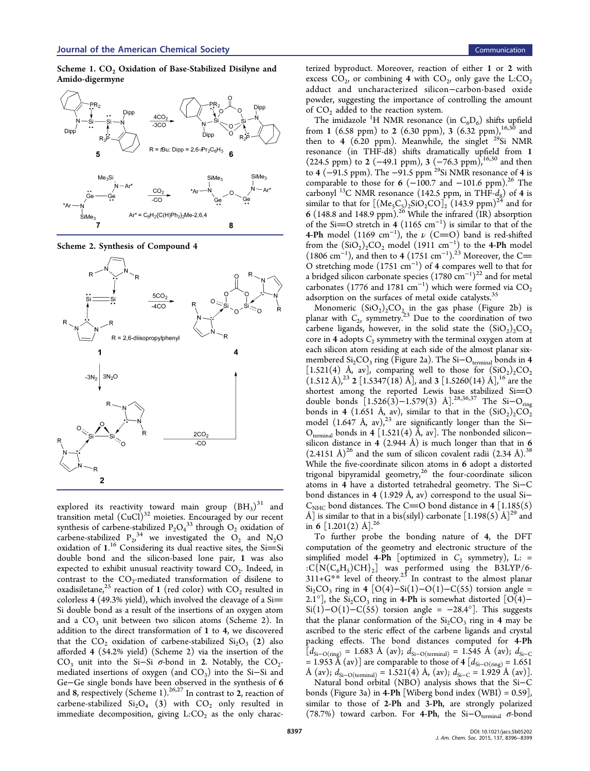**Scheme 1. $CO_2$ Oxidation of Base-Stabilized Disilyne and Amido-digermyne**

**Scheme 2. Synthesis of Compound 4**

explored its reactivity toward main group ($BH_3$)[31] and transition metal (CuCl)[32] moieties. Encouraged by our recent synthesis of carbene-stabilized $P_2O_4$[33] through $O_2$ oxidation of carbene-stabilized $P_2$,[34] we investigated the $O_2$ and $N_2O$ oxidation of **1**.[16] Considering its dual reactive sites, the Si=Si double bond and the silicon-based lone pair, **1** was also expected to exhibit unusual reactivity toward $CO_2$. Indeed, in contrast to the $CO_2$-mediated transformation of disilene to oxadisiletane,[25] reaction of **1** (red color) with $CO_2$ resulted in colorless **4** (49.3% yield), which involved the cleavage of a Si=Si double bond as a result of the insertions of an oxygen atom and a $CO_3$ unit between two silicon atoms (Scheme 2). In addition to the direct transformation of **1** to **4**, we discovered that the $CO_2$ oxidation of carbene-stabilized $Si_2O_3$ (**2**) also afforded **4** (54.2% yield) (Scheme 2) via the insertion of the $CO_3$ unit into the Si–Si σ-bond in **2**. Notably, the $CO_2$-mediated insertions of oxygen (and $CO_3$) into the Si–Si and Ge–Ge single bonds have been observed in the synthesis of **6** and **8**, respectively (Scheme 1).[26,27] In contrast to **2**, reaction of carbene-stabilized $Si_2O_4$ (**3**) with $CO_2$ only resulted in immediate decomposition, giving L:$CO_2$ as the only characterized byproduct. Moreover, reaction of either **1** or **2** with excess $CO_2$, or combining **4** with $CO_2$, only gave the L:$CO_2$ adduct and uncharacterized silicon–carbon-based oxide powder, suggesting the importance of controlling the amount of $CO_2$ added to the reaction system.

The imidazole $^1$H NMR resonance (in $C_6D_6$) shifts upfield from **1** (6.58 ppm) to **2** (6.30 ppm), **3** (6.32 ppm),[16,30] and then to **4** (6.20 ppm). Meanwhile, the singlet $^{29}$Si NMR resonance (in THF-d8) shifts dramatically upfield from **1** (224.5 ppm) to **2** (−49.1 ppm), **3** (−76.3 ppm),[16,30] and then to **4** (−91.5 ppm). The −91.5 ppm $^{29}$Si NMR resonance of **4** is comparable to those for **6** (−100.7 and −101.6 ppm).[26] The carbonyl $^{13}$C NMR resonance (142.5 ppm, in THF-$d_8$) of **4** is similar to that for $[(Me_5C_5)_2SiO_2CO]_2$ (143.9 ppm)[24] and for **6** (148.8 and 148.9 ppm).[26] While the infrared (IR) absorption of the Si=O stretch in **4** (1165 cm$^{-1}$) is similar to that of the **4-Ph** model (1169 cm$^{-1}$), the ν (C=O) band is red-shifted from the $(SiO_2)_2CO_2$ model (1911 cm$^{-1}$) to the **4-Ph** model (1806 cm$^{-1}$), and then to **4** (1751 cm$^{-1}$).[23] Moreover, the C=O stretching mode (1751 cm$^{-1}$) of **4** compares well to that for a bridged silicon carbonate species (1780 cm$^{-1}$)[22] and for metal carbonates (1776 and 1781 cm$^{-1}$) which were formed via $CO_2$ adsorption on the surfaces of metal oxide catalysts.[35]

Monomeric $(SiO_2)_2CO_2$ in the gas phase (Figure 2b) is planar with $C_{2v}$ symmetry.[23] Due to the coordination of two carbene ligands, however, in the solid state the $(SiO_2)_2CO_2$ core in **4** adopts $C_2$ symmetry with the terminal oxygen atom at each silicon atom residing at each side of the almost planar six-membered $Si_2CO_3$ ring (Figure 2a). The Si–O$_{terminal}$ bonds in **4** [1.521(4) Å, av], comparing well to those for $(SiO_2)_2CO_2$ (1.512 Å),[23] **2** [1.5347(18) Å], and **3** [1.5260(14) Å],[16] are the shortest among the reported Lewis base stabilized Si=O double bonds [1.526(3)–1.579(3) Å].[28,36,37] The Si–O$_{ring}$ bonds in **4** (1.651 Å, av), similar to that in the $(SiO_2)_2CO_2$ model (1.647 Å, av),[23] are significantly longer than the Si–O$_{terminal}$ bonds in **4** [1.521(4) Å, av]. The nonbonded silicon–silicon distance in **4** (2.944 Å) is much longer than that in **6** (2.4151 Å)[26] and the sum of silicon covalent radii (2.34 Å).[38] While the five-coordinate silicon atoms in **6** adopt a distorted trigonal bipyramidal geometry,[26] the four-coordinate silicon atoms in **4** have a distorted tetrahedral geometry. The Si–C bond distances in **4** (1.929 Å, av) correspond to the usual Si–C$_{NHC}$ bond distances. The C=O bond distance in **4** [1.185(5) Å] is similar to that in a bis(silyl) carbonate [1.198(5) Å][29] and in **6** [1.201(2) Å].[26]

To further probe the bonding nature of **4**, the DFT computation of the geometry and electronic structure of the simplified model **4-Ph** [optimized in $C_2$ symmetry), L: = :C{N($C_6H_5$)CH}$_2$] was performed using the B3LYP/6-311+G** level of theory.[23] In contrast to the almost planar $Si_2CO_3$ ring in **4** [O(4)–Si(1)–O(1)–C(55) torsion angle = 2.1°], the $Si_2CO_3$ ring in **4-Ph** is somewhat distorted [O(4)–Si(1)–O(1)–C(55) torsion angle = −28.4°]. This suggests that the planar conformation of the $Si_2CO_3$ ring in **4** may be ascribed to the steric effect of the carbene ligands and crystal packing effects. The bond distances computed for **4-Ph** [$d_{Si-O(ring)}$ = 1.683 Å (av); $d_{Si-O(terminal)}$ = 1.545 Å (av); $d_{Si-C}$ = 1.953 Å (av)] are comparable to those of **4** [$d_{Si-O(ring)}$ = 1.651 Å (av); $d_{Si-O(terminal)}$ = 1.521(4) Å, (av); $d_{Si-C}$ = 1.929 Å (av)].

Natural bond orbital (NBO) analysis shows that the Si–C bonds (Figure 3a) in **4-Ph** [Wiberg bond index (WBI) = 0.59], similar to those of **2-Ph** and **3-Ph**, are strongly polarized (78.7%) toward carbon. For **4-Ph**, the Si–O$_{terminal}$ σ-bond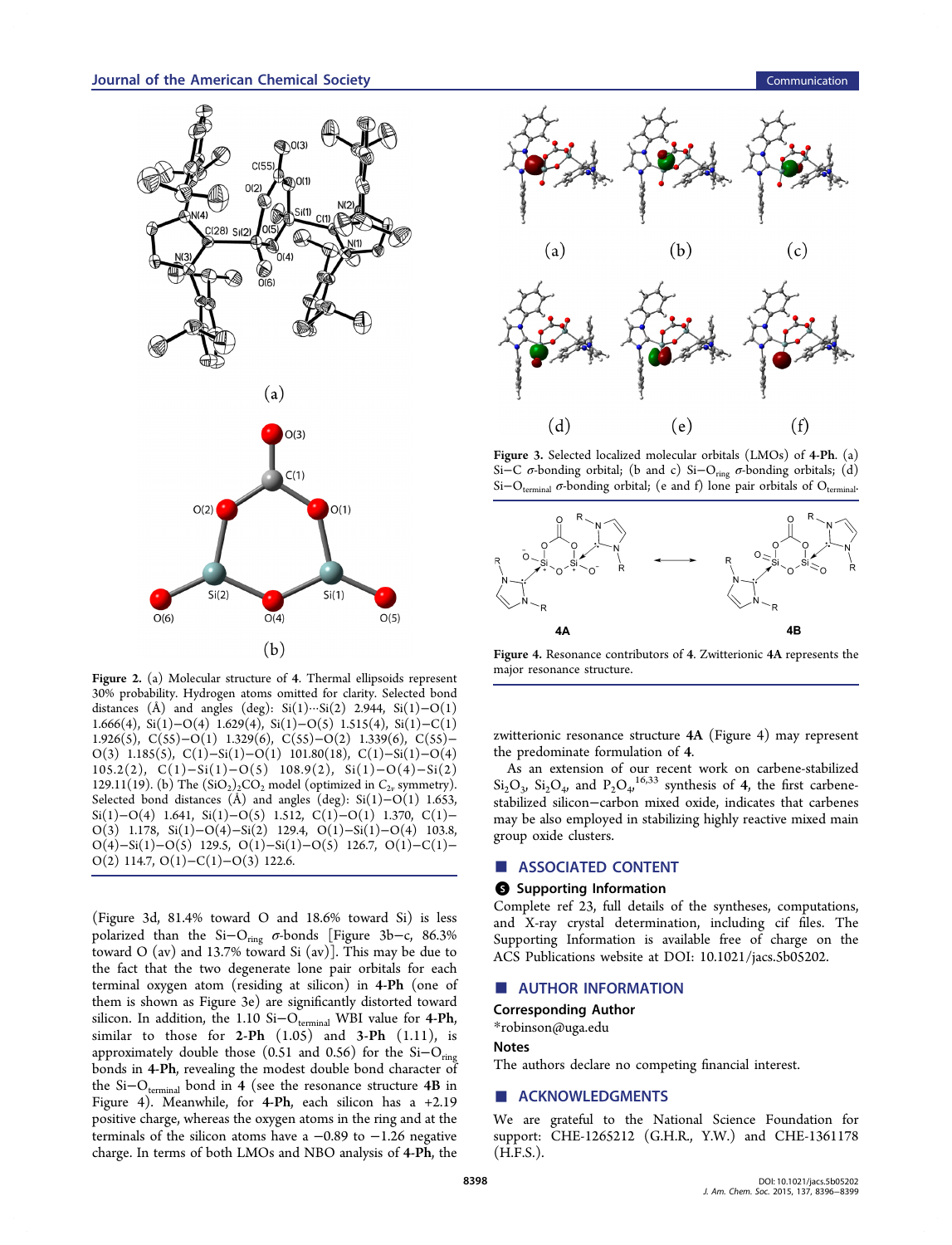Figure 2. (a) Molecular structure of **4**. Thermal ellipsoids represent 30% probability. Hydrogen atoms omitted for clarity. Selected bond distances (Å) and angles (deg): Si(1)⋯Si(2) 2.944, Si(1)−O(1) 1.666(4), Si(1)−O(4) 1.629(4), Si(1)−O(5) 1.515(4), Si(1)−C(1) 1.926(5), C(55)−O(1) 1.329(6), C(55)−O(2) 1.339(6), C(55)−O(3) 1.185(5), C(1)−Si(1)−O(1) 101.80(18), C(1)−Si(1)−O(4) 105.2(2), C(1)−Si(1)−O(5) 108.9(2), Si(1)−O(4)−Si(2) 129.11(19). (b) The $(SiO_2)_2CO_2$ model (optimized in $C_{2v}$ symmetry). Selected bond distances (Å) and angles (deg): Si(1)−O(1) 1.653, Si(1)−O(4) 1.641, Si(1)−O(5) 1.512, C(1)−O(1) 1.370, C(1)−O(3) 1.178, Si(1)−O(4)−Si(2) 129.4, O(1)−Si(1)−O(4) 103.8, O(4)−Si(1)−O(5) 129.5, O(1)−Si(1)−O(5) 126.7, O(1)−C(1)−O(2) 114.7, O(1)−C(1)−O(3) 122.6.

(Figure 3d, 81.4% toward O and 18.6% toward Si) is less polarized than the Si−$O_{ring}$ σ-bonds [Figure 3b−c, 86.3% toward O (av) and 13.7% toward Si (av)]. This may be due to the fact that the two degenerate lone pair orbitals for each terminal oxygen atom (residing at silicon) in **4-Ph** (one of them is shown as Figure 3e) are significantly distorted toward silicon. In addition, the 1.10 Si−$O_{terminal}$ WBI value for **4-Ph**, similar to those for **2-Ph** (1.05) and **3-Ph** (1.11), is approximately double those (0.51 and 0.56) for the Si−$O_{ring}$ bonds in **4-Ph**, revealing the modest double bond character of the Si−$O_{terminal}$ bond in **4** (see the resonance structure **4B** in Figure 4). Meanwhile, for **4-Ph**, each silicon has a +2.19 positive charge, whereas the oxygen atoms in the ring and at the terminals of the silicon atoms have a −0.89 to −1.26 negative charge. In terms of both LMOs and NBO analysis of **4-Ph**, the

Figure 3. Selected localized molecular orbitals (LMOs) of **4-Ph**. (a) Si−C σ-bonding orbital; (b and c) Si−$O_{ring}$ σ-bonding orbitals; (d) Si−$O_{terminal}$ σ-bonding orbital; (e and f) lone pair orbitals of $O_{terminal}$.

Figure 4. Resonance contributors of **4**. Zwitterionic **4A** represents the major resonance structure.

zwitterionic resonance structure **4A** (Figure 4) may represent the predominate formulation of **4**.

As an extension of our recent work on carbene-stabilized $Si_2O_3$, $Si_2O_4$, and $P_2O_4$,[16,33] synthesis of **4**, the first carbene-stabilized silicon−carbon mixed oxide, indicates that carbenes may be also employed in stabilizing highly reactive mixed main group oxide clusters.

## ■ ASSOCIATED CONTENT

### Supporting Information

Complete ref 23, full details of the syntheses, computations, and X-ray crystal determination, including cif files. The Supporting Information is available free of charge on the ACS Publications website at DOI: 10.1021/jacs.5b05202.

## ■ AUTHOR INFORMATION

**Corresponding Author**

*robinson@uga.edu

**Notes**

The authors declare no competing financial interest.

## ■ ACKNOWLEDGMENTS

We are grateful to the National Science Foundation for support: CHE-1265212 (G.H.R., Y.W.) and CHE-1361178 (H.F.S.).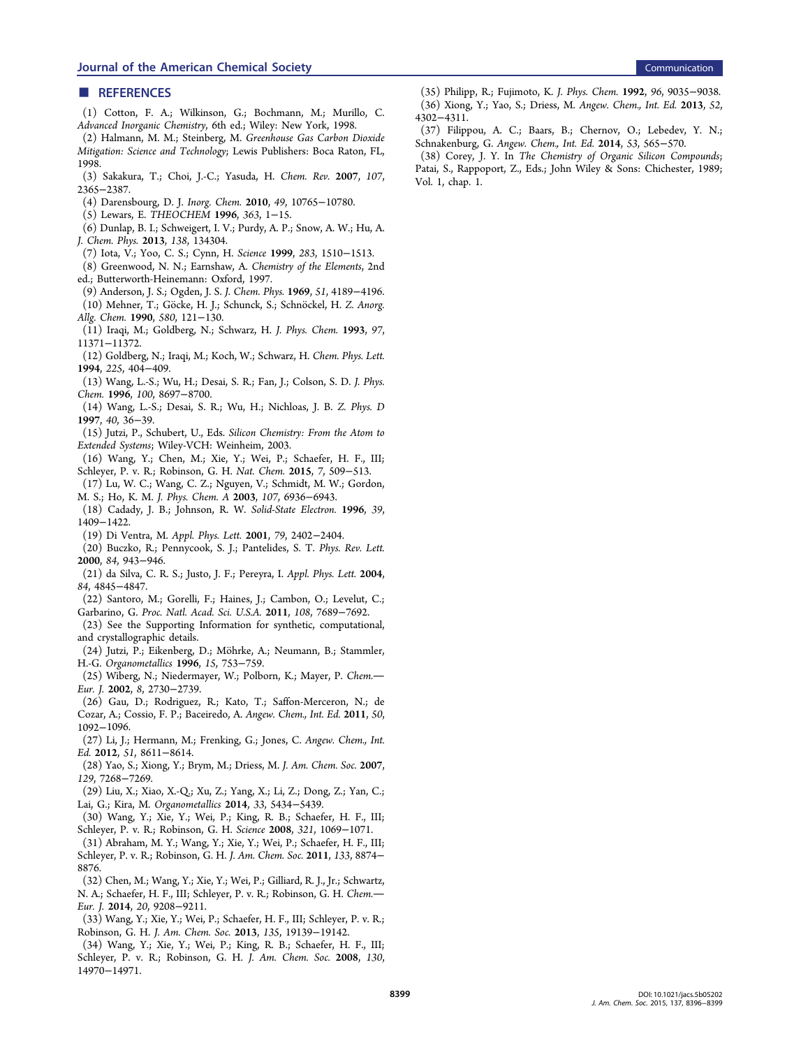## ■ REFERENCES

(1) Cotton, F. A.; Wilkinson, G.; Bochmann, M.; Murillo, C. *Advanced Inorganic Chemistry*, 6th ed.; Wiley: New York, 1998.

(2) Halmann, M. M.; Steinberg, M. *Greenhouse Gas Carbon Dioxide Mitigation: Science and Technology*; Lewis Publishers: Boca Raton, FL, 1998.

(3) Sakakura, T.; Choi, J.-C.; Yasuda, H. *Chem. Rev.* **2007**, *107*, 2365−2387.

(4) Darensbourg, D. J. *Inorg. Chem.* **2010**, *49*, 10765−10780.

(5) Lewars, E. *THEOCHEM* **1996**, *363*, 1−15.

(6) Dunlap, B. I.; Schweigert, I. V.; Purdy, A. P.; Snow, A. W.; Hu, A. *J. Chem. Phys.* **2013**, *138*, 134304.

(7) Iota, V.; Yoo, C. S.; Cynn, H. *Science* **1999**, *283*, 1510−1513.

(8) Greenwood, N. N.; Earnshaw, A. *Chemistry of the Elements*, 2nd ed.; Butterworth-Heinemann: Oxford, 1997.

(9) Anderson, J. S.; Ogden, J. S. *J. Chem. Phys.* **1969**, *51*, 4189−4196.

(10) Mehner, T.; Göcke, H. J.; Schunck, S.; Schnöckel, H. *Z. Anorg. Allg. Chem.* **1990**, *580*, 121−130.

(11) Iraqi, M.; Goldberg, N.; Schwarz, H. *J. Phys. Chem.* **1993**, *97*, 11371−11372.

(12) Goldberg, N.; Iraqi, M.; Koch, W.; Schwarz, H. *Chem. Phys. Lett.* **1994**, *225*, 404−409.

(13) Wang, L.-S.; Wu, H.; Desai, S. R.; Fan, J.; Colson, S. D. *J. Phys. Chem.* **1996**, *100*, 8697−8700.

(14) Wang, L.-S.; Desai, S. R.; Wu, H.; Nichloas, J. B. *Z. Phys. D* **1997**, *40*, 36−39.

(15) Jutzi, P., Schubert, U., Eds. *Silicon Chemistry: From the Atom to Extended Systems*; Wiley-VCH: Weinheim, 2003.

(16) Wang, Y.; Chen, M.; Xie, Y.; Wei, P.; Schaefer, H. F., III; Schleyer, P. v. R.; Robinson, G. H. *Nat. Chem.* **2015**, *7*, 509−513.

(17) Lu, W. C.; Wang, C. Z.; Nguyen, V.; Schmidt, M. W.; Gordon, M. S.; Ho, K. M. *J. Phys. Chem. A* **2003**, *107*, 6936−6943.

(18) Cadady, J. B.; Johnson, R. W. *Solid-State Electron.* **1996**, *39*, 1409−1422.

(19) Di Ventra, M. *Appl. Phys. Lett.* **2001**, *79*, 2402−2404.

(20) Buczko, R.; Pennycook, S. J.; Pantelides, S. T. *Phys. Rev. Lett.* **2000**, *84*, 943−946.

(21) da Silva, C. R. S.; Justo, J. F.; Pereyra, I. *Appl. Phys. Lett.* **2004**, *84*, 4845−4847.

(22) Santoro, M.; Gorelli, F.; Haines, J.; Cambon, O.; Levelut, C.; Garbarino, G. *Proc. Natl. Acad. Sci. U.S.A.* **2011**, *108*, 7689−7692.

(23) See the Supporting Information for synthetic, computational, and crystallographic details.

(24) Jutzi, P.; Eikenberg, D.; Möhrke, A.; Neumann, B.; Stammler, H.-G. *Organometallics* **1996**, *15*, 753−759.

(25) Wiberg, N.; Niedermayer, W.; Polborn, K.; Mayer, P. *Chem.—Eur. J.* **2002**, *8*, 2730−2739.

(26) Gau, D.; Rodriguez, R.; Kato, T.; Saffon-Merceron, N.; de Cozar, A.; Cossio, F. P.; Baceiredo, A. *Angew. Chem., Int. Ed.* **2011**, *50*, 1092−1096.

(27) Li, J.; Hermann, M.; Frenking, G.; Jones, C. *Angew. Chem., Int. Ed.* **2012**, *51*, 8611−8614.

(28) Yao, S.; Xiong, Y.; Brym, M.; Driess, M. *J. Am. Chem. Soc.* **2007**, *129*, 7268−7269.

(29) Liu, X.; Xiao, X.-Q.; Xu, Z.; Yang, X.; Li, Z.; Dong, Z.; Yan, C.; Lai, G.; Kira, M. *Organometallics* **2014**, *33*, 5434−5439.

(30) Wang, Y.; Xie, Y.; Wei, P.; King, R. B.; Schaefer, H. F., III; Schleyer, P. v. R.; Robinson, G. H. *Science* **2008**, *321*, 1069−1071.

(31) Abraham, M. Y.; Wang, Y.; Xie, Y.; Wei, P.; Schaefer, H. F., III; Schleyer, P. v. R.; Robinson, G. H. *J. Am. Chem. Soc.* **2011**, *133*, 8874−8876.

(32) Chen, M.; Wang, Y.; Xie, Y.; Wei, P.; Gilliard, R. J., Jr.; Schwartz, N. A.; Schaefer, H. F., III; Schleyer, P. v. R.; Robinson, G. H. *Chem.—Eur. J.* **2014**, *20*, 9208−9211.

(33) Wang, Y.; Xie, Y.; Wei, P.; Schaefer, H. F., III; Schleyer, P. v. R.; Robinson, G. H. *J. Am. Chem. Soc.* **2013**, *135*, 19139−19142.

(34) Wang, Y.; Xie, Y.; Wei, P.; King, R. B.; Schaefer, H. F., III; Schleyer, P. v. R.; Robinson, G. H. *J. Am. Chem. Soc.* **2008**, *130*, 14970−14971.

(35) Philipp, R.; Fujimoto, K. *J. Phys. Chem.* **1992**, *96*, 9035−9038.

(36) Xiong, Y.; Yao, S.; Driess, M. *Angew. Chem., Int. Ed.* **2013**, *52*, 4302−4311.

(37) Filippou, A. C.; Baars, B.; Chernov, O.; Lebedev, Y. N.; Schnakenburg, G. *Angew. Chem., Int. Ed.* **2014**, *53*, 565−570.

(38) Corey, J. Y. In *The Chemistry of Organic Silicon Compounds*; Patai, S., Rappoport, Z., Eds.; John Wiley & Sons: Chichester, 1989; Vol. 1, chap. 1.